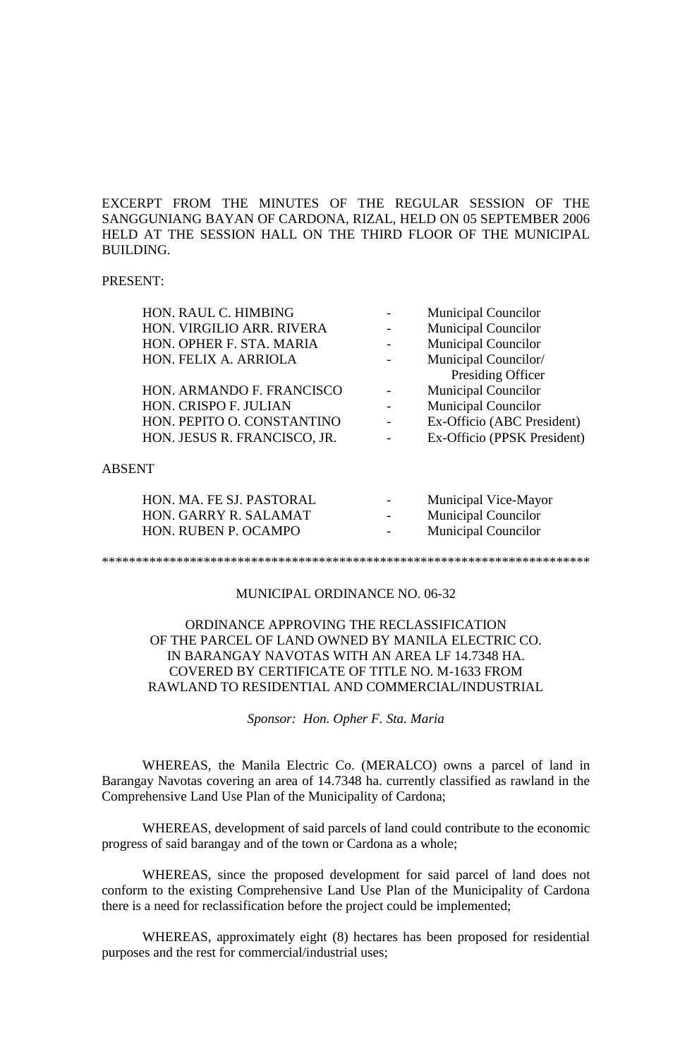EXCERPT FROM THE MINUTES OF THE REGULAR SESSION OF THE SANGGUNIANG BAYAN OF CARDONA, RIZAL, HELD ON 05 SEPTEMBER 2006 HELD AT THE SESSION HALL ON THE THIRD FLOOR OF THE MUNICIPAL BUILDING.

PRESENT:

| | | |
|---|---|---|
| HON. RAUL C. HIMBING | - | Municipal Councilor |
| HON. VIRGILIO ARR. RIVERA | - | Municipal Councilor |
| HON. OPHER F. STA. MARIA | - | Municipal Councilor |
| HON. FELIX A. ARRIOLA | - | Municipal Councilor/ Presiding Officer |
| HON. ARMANDO F. FRANCISCO | - | Municipal Councilor |
| HON. CRISPO F. JULIAN | - | Municipal Councilor |
| HON. PEPITO O. CONSTANTINO | - | Ex-Officio (ABC President) |
| HON. JESUS R. FRANCISCO, JR. | - | Ex-Officio (PPSK President) |

ABSENT

| | | |
|---|---|---|
| HON. MA. FE SJ. PASTORAL | - | Municipal Vice-Mayor |
| HON. GARRY R. SALAMAT | - | Municipal Councilor |
| HON. RUBEN P. OCAMPO | - | Municipal Councilor |

************************************************************************

MUNICIPAL ORDINANCE NO. 06-32

ORDINANCE APPROVING THE RECLASSIFICATION OF THE PARCEL OF LAND OWNED BY MANILA ELECTRIC CO. IN BARANGAY NAVOTAS WITH AN AREA LF 14.7348 HA. COVERED BY CERTIFICATE OF TITLE NO. M-1633 FROM RAWLAND TO RESIDENTIAL AND COMMERCIAL/INDUSTRIAL

*Sponsor: Hon. Opher F. Sta. Maria*

WHEREAS, the Manila Electric Co. (MERALCO) owns a parcel of land in Barangay Navotas covering an area of 14.7348 ha. currently classified as rawland in the Comprehensive Land Use Plan of the Municipality of Cardona;

WHEREAS, development of said parcels of land could contribute to the economic progress of said barangay and of the town or Cardona as a whole;

WHEREAS, since the proposed development for said parcel of land does not conform to the existing Comprehensive Land Use Plan of the Municipality of Cardona there is a need for reclassification before the project could be implemented;

WHEREAS, approximately eight (8) hectares has been proposed for residential purposes and the rest for commercial/industrial uses;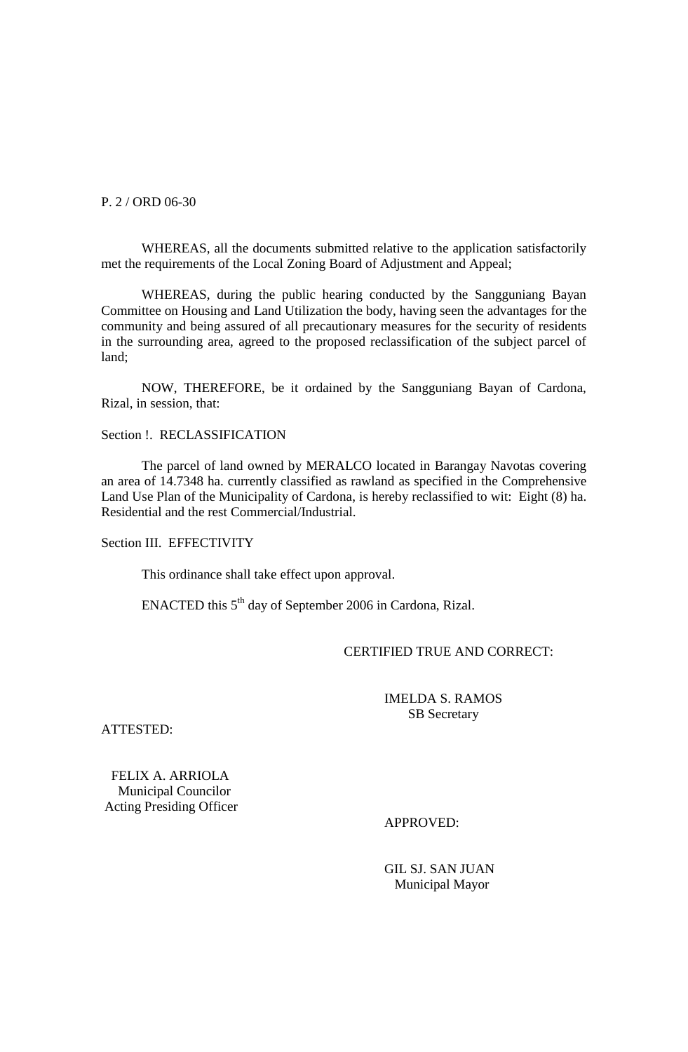P. 2 / ORD 06-30

WHEREAS, all the documents submitted relative to the application satisfactorily met the requirements of the Local Zoning Board of Adjustment and Appeal;

WHEREAS, during the public hearing conducted by the Sangguniang Bayan Committee on Housing and Land Utilization the body, having seen the advantages for the community and being assured of all precautionary measures for the security of residents in the surrounding area, agreed to the proposed reclassification of the subject parcel of land;

NOW, THEREFORE, be it ordained by the Sangguniang Bayan of Cardona, Rizal, in session, that:

Section !. RECLASSIFICATION

The parcel of land owned by MERALCO located in Barangay Navotas covering an area of 14.7348 ha. currently classified as rawland as specified in the Comprehensive Land Use Plan of the Municipality of Cardona, is hereby reclassified to wit: Eight (8) ha. Residential and the rest Commercial/Industrial.

Section III. EFFECTIVITY

This ordinance shall take effect upon approval.

ENACTED this 5th day of September 2006 in Cardona, Rizal.

CERTIFIED TRUE AND CORRECT:

IMELDA S. RAMOS
SB Secretary

ATTESTED:

FELIX A. ARRIOLA
Municipal Councilor
Acting Presiding Officer

APPROVED:

GIL SJ. SAN JUAN
Municipal Mayor